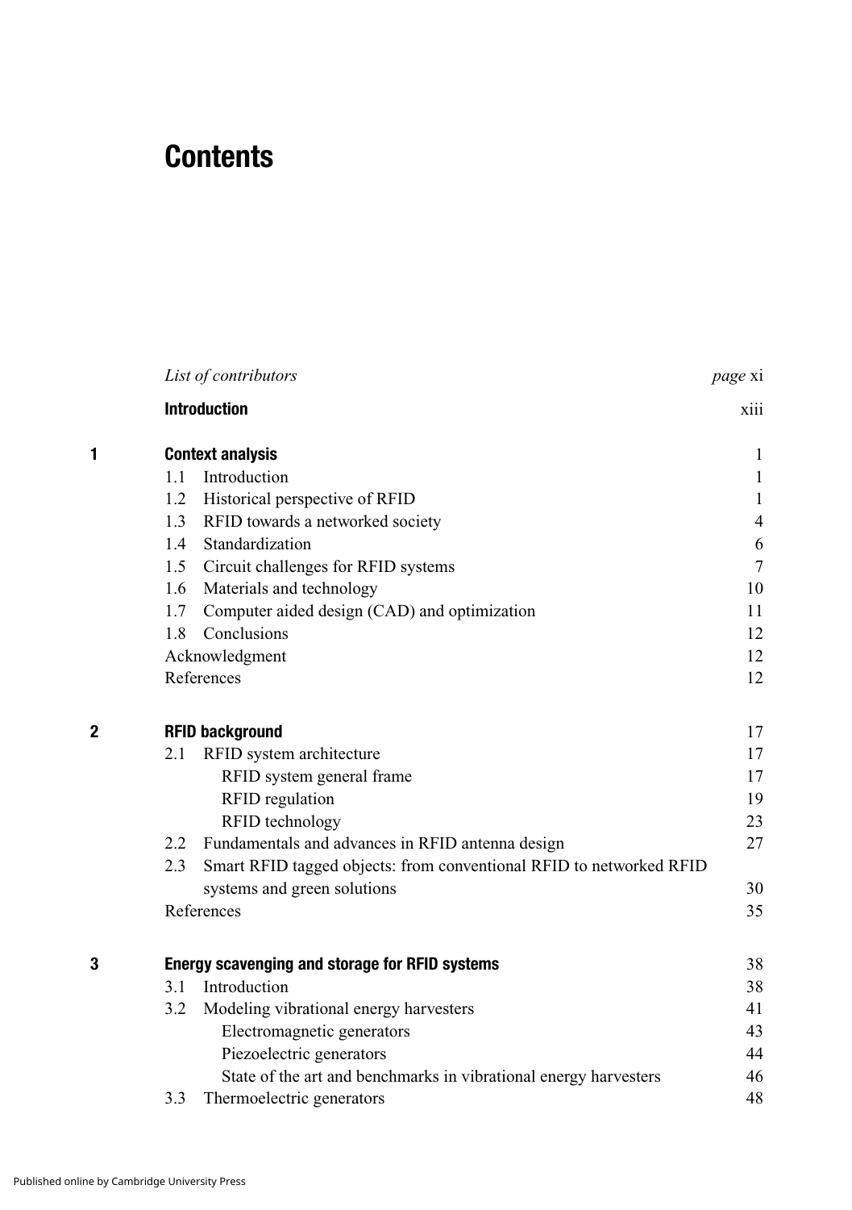# Contents

| | | |
|---|---|---|
| | *List of contributors* | *page* xi |
| | **Introduction** | xiii |
| **1** | **Context analysis** | 1 |
| | 1.1 Introduction | 1 |
| | 1.2 Historical perspective of RFID | 1 |
| | 1.3 RFID towards a networked society | 4 |
| | 1.4 Standardization | 6 |
| | 1.5 Circuit challenges for RFID systems | 7 |
| | 1.6 Materials and technology | 10 |
| | 1.7 Computer aided design (CAD) and optimization | 11 |
| | 1.8 Conclusions | 12 |
| | Acknowledgment | 12 |
| | References | 12 |
| **2** | **RFID background** | 17 |
| | 2.1 RFID system architecture | 17 |
| | RFID system general frame | 17 |
| | RFID regulation | 19 |
| | RFID technology | 23 |
| | 2.2 Fundamentals and advances in RFID antenna design | 27 |
| | 2.3 Smart RFID tagged objects: from conventional RFID to networked RFID systems and green solutions | 30 |
| | References | 35 |
| **3** | **Energy scavenging and storage for RFID systems** | 38 |
| | 3.1 Introduction | 38 |
| | 3.2 Modeling vibrational energy harvesters | 41 |
| | Electromagnetic generators | 43 |
| | Piezoelectric generators | 44 |
| | State of the art and benchmarks in vibrational energy harvesters | 46 |
| | 3.3 Thermoelectric generators | 48 |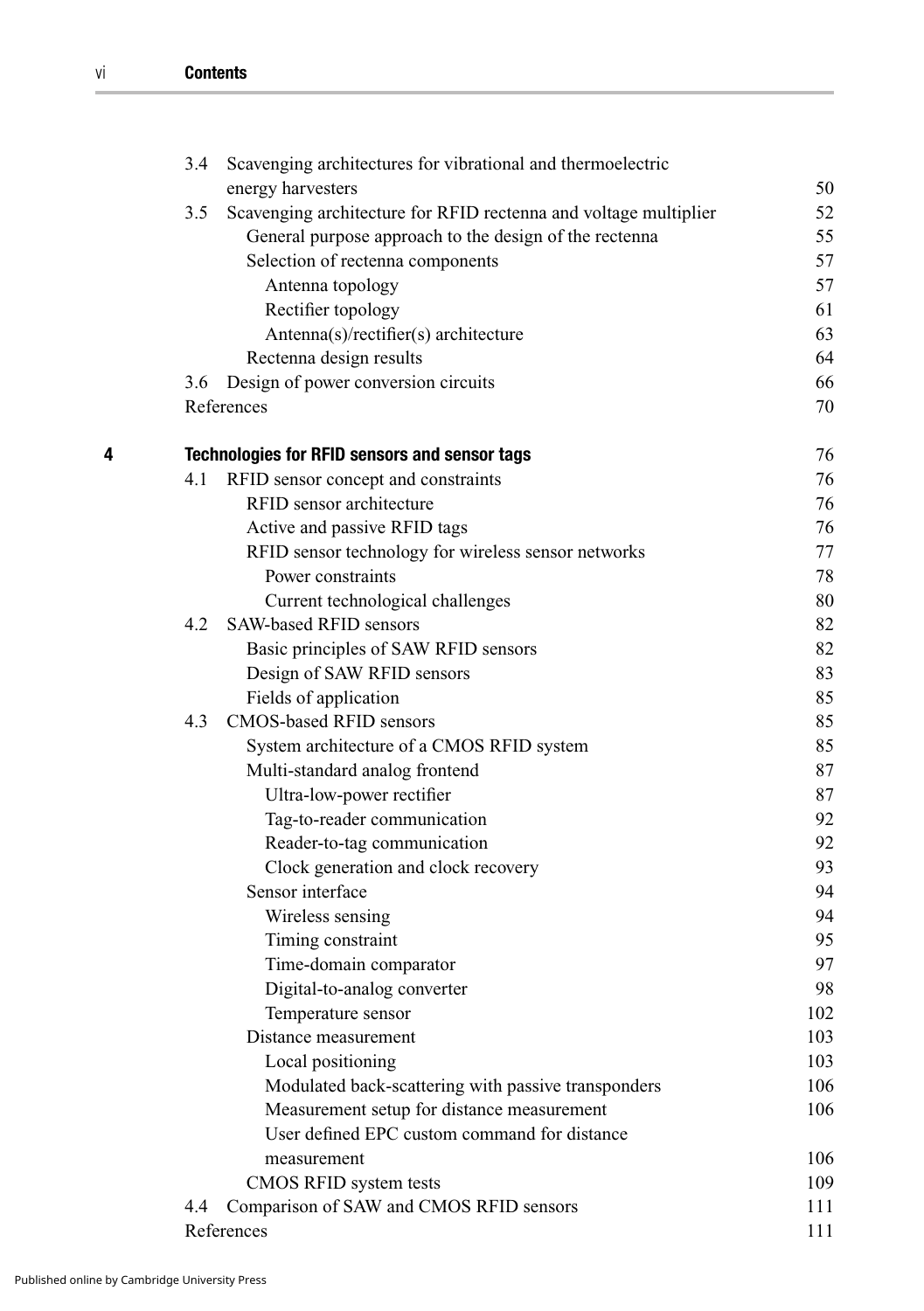3.4 Scavenging architectures for vibrational and thermoelectric energy harvesters 50
3.5 Scavenging architecture for RFID rectenna and voltage multiplier 52
- General purpose approach to the design of the rectenna 55
- Selection of rectenna components 57
  - Antenna topology 57
  - Rectifier topology 61
  - Antenna(s)/rectifier(s) architecture 63
- Rectenna design results 64

3.6 Design of power conversion circuits 66

References 70

**4 Technologies for RFID sensors and sensor tags** 76

4.1 RFID sensor concept and constraints 76
- RFID sensor architecture 76
- Active and passive RFID tags 76
- RFID sensor technology for wireless sensor networks 77
  - Power constraints 78
  - Current technological challenges 80

4.2 SAW-based RFID sensors 82
- Basic principles of SAW RFID sensors 82
- Design of SAW RFID sensors 83
- Fields of application 85

4.3 CMOS-based RFID sensors 85
- System architecture of a CMOS RFID system 85
- Multi-standard analog frontend 87
  - Ultra-low-power rectifier 87
  - Tag-to-reader communication 92
  - Reader-to-tag communication 92
  - Clock generation and clock recovery 93
- Sensor interface 94
  - Wireless sensing 94
  - Timing constraint 95
  - Time-domain comparator 97
  - Digital-to-analog converter 98
  - Temperature sensor 102
- Distance measurement 103
  - Local positioning 103
  - Modulated back-scattering with passive transponders 106
  - Measurement setup for distance measurement 106
  - User defined EPC custom command for distance measurement 106
- CMOS RFID system tests 109

4.4 Comparison of SAW and CMOS RFID sensors 111

References 111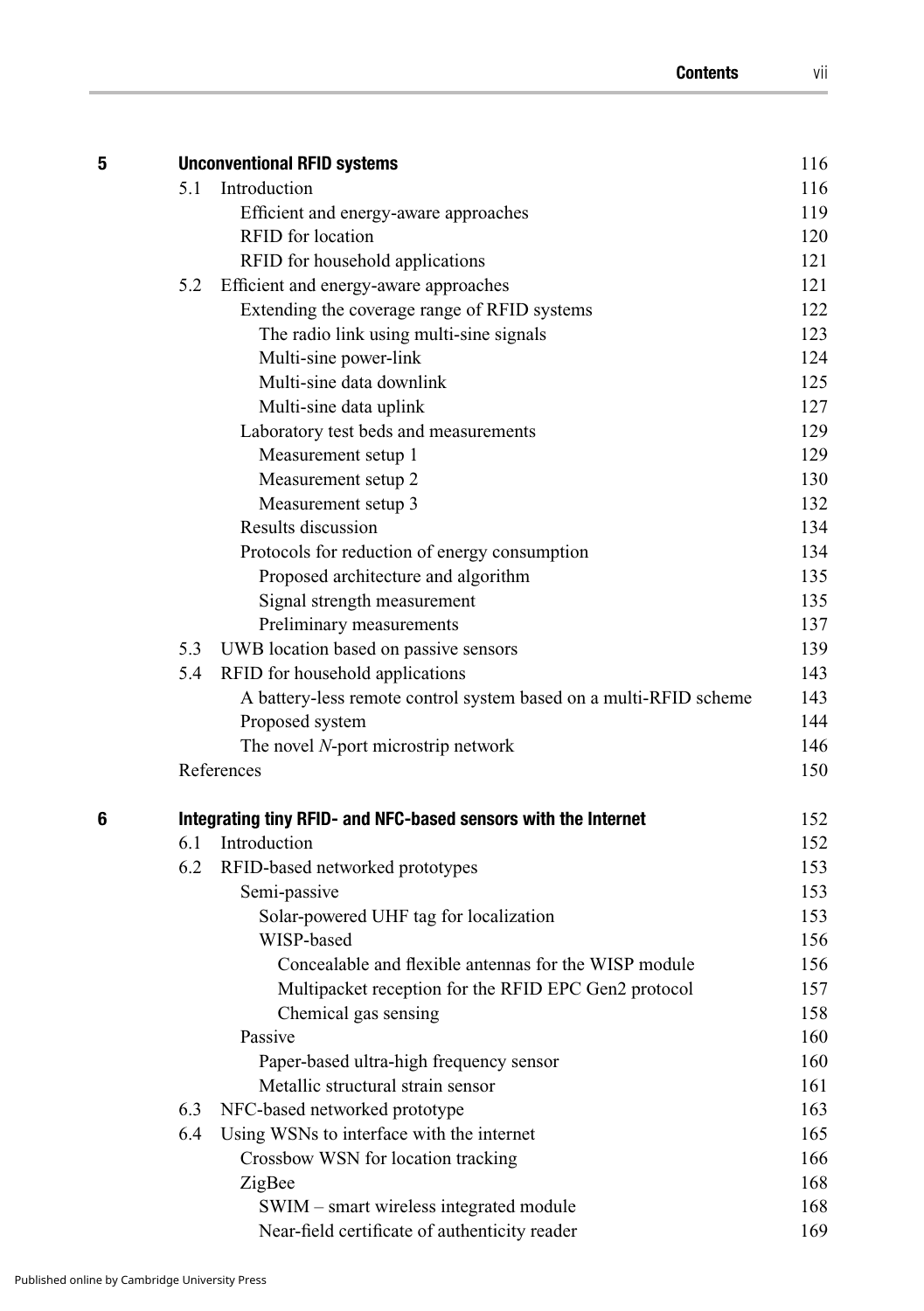**5 Unconventional RFID systems** 116

- 5.1 Introduction 116
  - Efficient and energy-aware approaches 119
  - RFID for location 120
  - RFID for household applications 121
- 5.2 Efficient and energy-aware approaches 121
  - Extending the coverage range of RFID systems 122
    - The radio link using multi-sine signals 123
    - Multi-sine power-link 124
    - Multi-sine data downlink 125
    - Multi-sine data uplink 127
  - Laboratory test beds and measurements 129
    - Measurement setup 1 129
    - Measurement setup 2 130
    - Measurement setup 3 132
  - Results discussion 134
  - Protocols for reduction of energy consumption 134
    - Proposed architecture and algorithm 135
    - Signal strength measurement 135
    - Preliminary measurements 137
- 5.3 UWB location based on passive sensors 139
- 5.4 RFID for household applications 143
  - A battery-less remote control system based on a multi-RFID scheme 143
  - Proposed system 144
  - The novel *N*-port microstrip network 146
- References 150

**6 Integrating tiny RFID- and NFC-based sensors with the Internet** 152

- 6.1 Introduction 152
- 6.2 RFID-based networked prototypes 153
  - Semi-passive 153
    - Solar-powered UHF tag for localization 153
    - WISP-based 156
      - Concealable and flexible antennas for the WISP module 156
      - Multipacket reception for the RFID EPC Gen2 protocol 157
      - Chemical gas sensing 158
  - Passive 160
    - Paper-based ultra-high frequency sensor 160
    - Metallic structural strain sensor 161
- 6.3 NFC-based networked prototype 163
- 6.4 Using WSNs to interface with the internet 165
  - Crossbow WSN for location tracking 166
  - ZigBee 168
    - SWIM – smart wireless integrated module 168
    - Near-field certificate of authenticity reader 169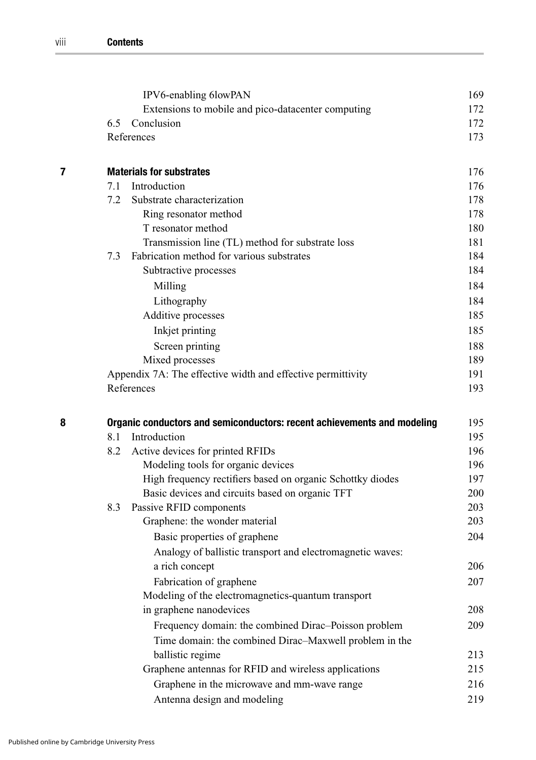IPV6-enabling 6lowPAN 169
Extensions to mobile and pico-datacenter computing 172
6.5 Conclusion 172
References 173

**7 Materials for substrates** 176

7.1 Introduction 176
7.2 Substrate characterization 178
Ring resonator method 178
T resonator method 180
Transmission line (TL) method for substrate loss 181
7.3 Fabrication method for various substrates 184
Subtractive processes 184
Milling 184
Lithography 184
Additive processes 185
Inkjet printing 185
Screen printing 188
Mixed processes 189
Appendix 7A: The effective width and effective permittivity 191
References 193

**8 Organic conductors and semiconductors: recent achievements and modeling** 195

8.1 Introduction 195
8.2 Active devices for printed RFIDs 196
Modeling tools for organic devices 196
High frequency rectifiers based on organic Schottky diodes 197
Basic devices and circuits based on organic TFT 200
8.3 Passive RFID components 203
Graphene: the wonder material 203
Basic properties of graphene 204
Analogy of ballistic transport and electromagnetic waves: a rich concept 206
Fabrication of graphene 207
Modeling of the electromagnetics-quantum transport in graphene nanodevices 208
Frequency domain: the combined Dirac–Poisson problem 209
Time domain: the combined Dirac–Maxwell problem in the ballistic regime 213
Graphene antennas for RFID and wireless applications 215
Graphene in the microwave and mm-wave range 216
Antenna design and modeling 219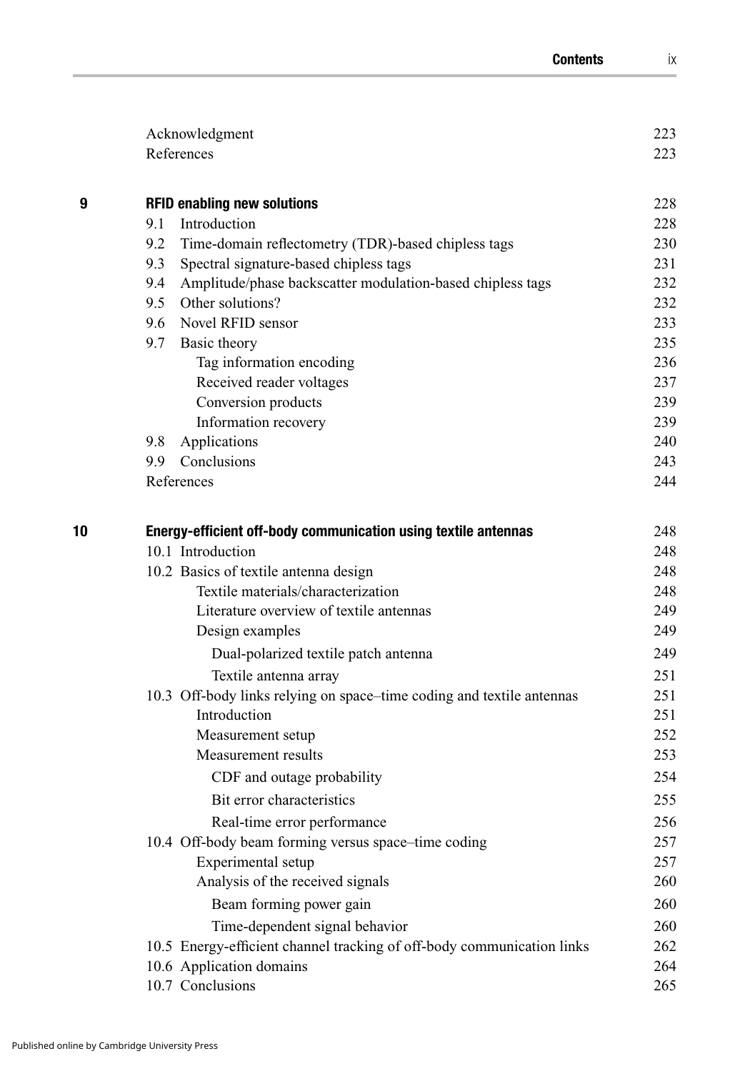| | | |
|---|---|---|
| | Acknowledgment | 223 |
| | References | 223 |
| **9** | **RFID enabling new solutions** | 228 |
| | 9.1 Introduction | 228 |
| | 9.2 Time-domain reflectometry (TDR)-based chipless tags | 230 |
| | 9.3 Spectral signature-based chipless tags | 231 |
| | 9.4 Amplitude/phase backscatter modulation-based chipless tags | 232 |
| | 9.5 Other solutions? | 232 |
| | 9.6 Novel RFID sensor | 233 |
| | 9.7 Basic theory | 235 |
| | Tag information encoding | 236 |
| | Received reader voltages | 237 |
| | Conversion products | 239 |
| | Information recovery | 239 |
| | 9.8 Applications | 240 |
| | 9.9 Conclusions | 243 |
| | References | 244 |
| **10** | **Energy-efficient off-body communication using textile antennas** | 248 |
| | 10.1 Introduction | 248 |
| | 10.2 Basics of textile antenna design | 248 |
| | Textile materials/characterization | 248 |
| | Literature overview of textile antennas | 249 |
| | Design examples | 249 |
| | Dual-polarized textile patch antenna | 249 |
| | Textile antenna array | 251 |
| | 10.3 Off-body links relying on space–time coding and textile antennas | 251 |
| | Introduction | 251 |
| | Measurement setup | 252 |
| | Measurement results | 253 |
| | CDF and outage probability | 254 |
| | Bit error characteristics | 255 |
| | Real-time error performance | 256 |
| | 10.4 Off-body beam forming versus space–time coding | 257 |
| | Experimental setup | 257 |
| | Analysis of the received signals | 260 |
| | Beam forming power gain | 260 |
| | Time-dependent signal behavior | 260 |
| | 10.5 Energy-efficient channel tracking of off-body communication links | 262 |
| | 10.6 Application domains | 264 |
| | 10.7 Conclusions | 265 |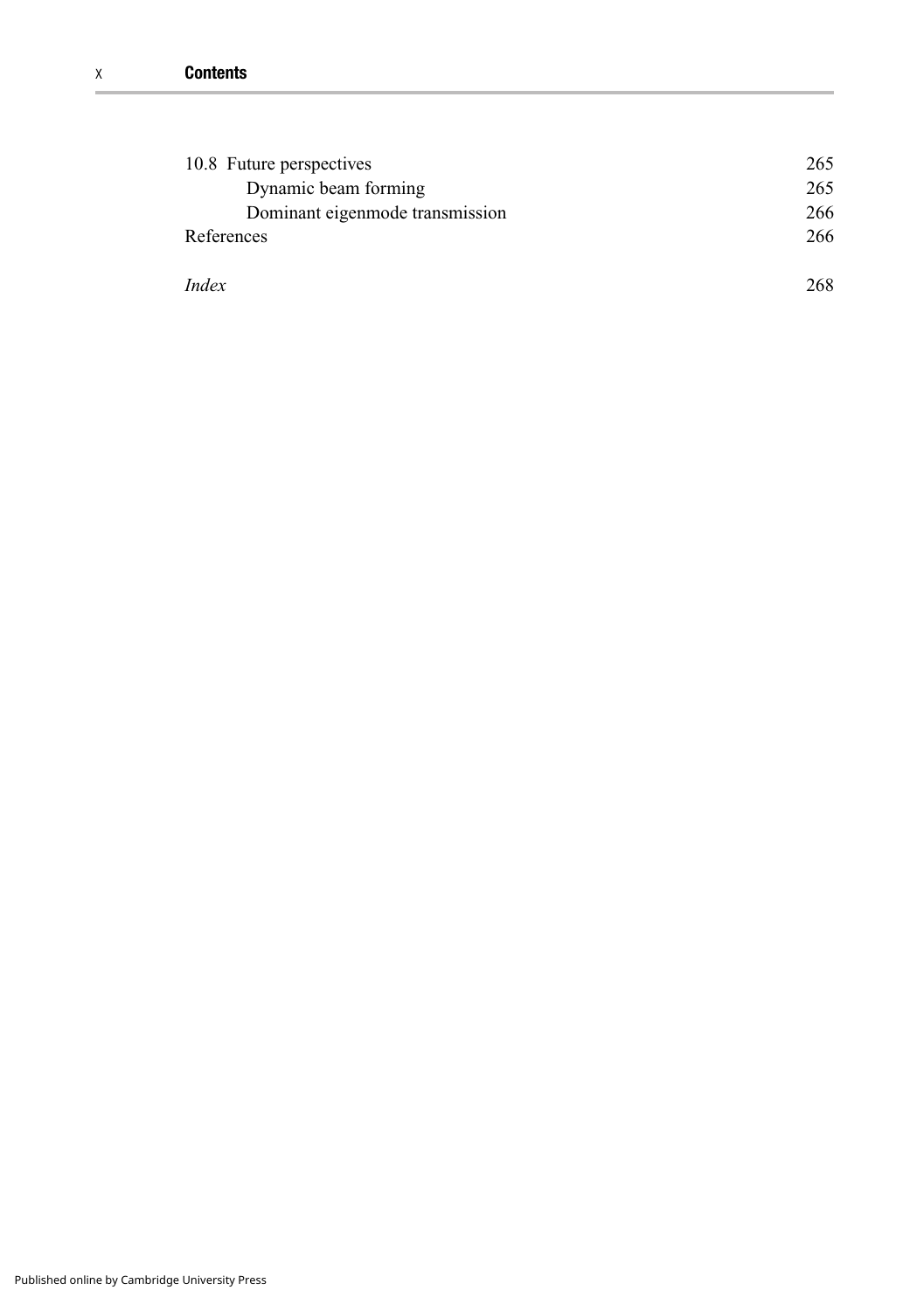10.8 Future perspectives 265

Dynamic beam forming 265

Dominant eigenmode transmission 266

References 266

*Index* 268